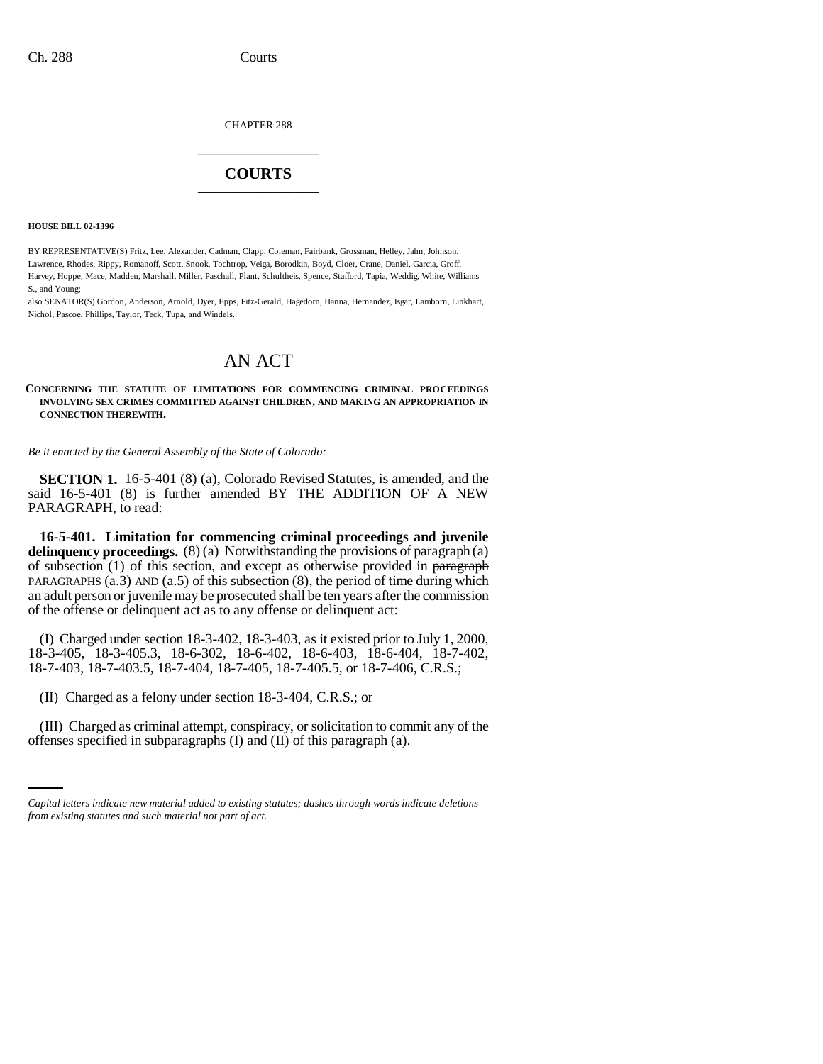CHAPTER 288

# COURTS

**HOUSE BILL 02-1396**

BY REPRESENTATIVE(S) Fritz, Lee, Alexander, Cadman, Clapp, Coleman, Fairbank, Grossman, Hefley, Jahn, Johnson, Lawrence, Rhodes, Rippy, Romanoff, Scott, Snook, Tochtrop, Veiga, Borodkin, Boyd, Cloer, Crane, Daniel, Garcia, Groff, Harvey, Hoppe, Mace, Madden, Marshall, Miller, Paschall, Plant, Schultheis, Spence, Stafford, Tapia, Weddig, White, Williams S., and Young;

also SENATOR(S) Gordon, Anderson, Arnold, Dyer, Epps, Fitz-Gerald, Hagedorn, Hanna, Hernandez, Isgar, Lamborn, Linkhart, Nichol, Pascoe, Phillips, Taylor, Teck, Tupa, and Windels.

## AN ACT

**CONCERNING THE STATUTE OF LIMITATIONS FOR COMMENCING CRIMINAL PROCEEDINGS INVOLVING SEX CRIMES COMMITTED AGAINST CHILDREN, AND MAKING AN APPROPRIATION IN CONNECTION THEREWITH.**

*Be it enacted by the General Assembly of the State of Colorado:*

**SECTION 1.** 16-5-401 (8) (a), Colorado Revised Statutes, is amended, and the said 16-5-401 (8) is further amended BY THE ADDITION OF A NEW PARAGRAPH, to read:

**16-5-401. Limitation for commencing criminal proceedings and juvenile delinquency proceedings.** (8) (a) Notwithstanding the provisions of paragraph (a) of subsection (1) of this section, and except as otherwise provided in ~~paragraph~~ PARAGRAPHS (a.3) AND (a.5) of this subsection (8), the period of time during which an adult person or juvenile may be prosecuted shall be ten years after the commission of the offense or delinquent act as to any offense or delinquent act:

(I) Charged under section 18-3-402, 18-3-403, as it existed prior to July 1, 2000, 18-3-405, 18-3-405.3, 18-6-302, 18-6-402, 18-6-403, 18-6-404, 18-7-402, 18-7-403, 18-7-403.5, 18-7-404, 18-7-405, 18-7-405.5, or 18-7-406, C.R.S.;

(II) Charged as a felony under section 18-3-404, C.R.S.; or

(III) Charged as criminal attempt, conspiracy, or solicitation to commit any of the offenses specified in subparagraphs (I) and (II) of this paragraph (a).

*Capital letters indicate new material added to existing statutes; dashes through words indicate deletions from existing statutes and such material not part of act.*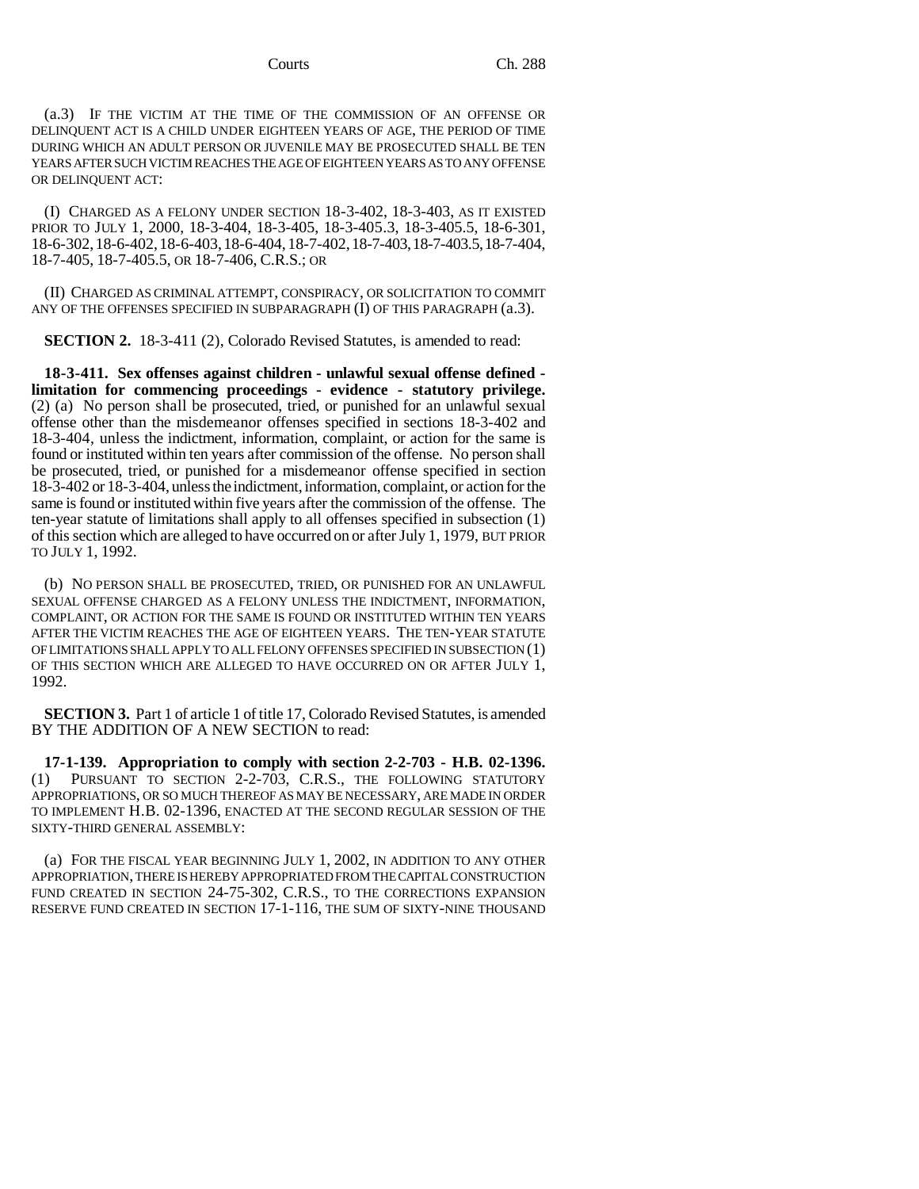(a.3) IF THE VICTIM AT THE TIME OF THE COMMISSION OF AN OFFENSE OR DELINQUENT ACT IS A CHILD UNDER EIGHTEEN YEARS OF AGE, THE PERIOD OF TIME DURING WHICH AN ADULT PERSON OR JUVENILE MAY BE PROSECUTED SHALL BE TEN YEARS AFTER SUCH VICTIM REACHES THE AGE OF EIGHTEEN YEARS AS TO ANY OFFENSE OR DELINQUENT ACT:

(I) CHARGED AS A FELONY UNDER SECTION 18-3-402, 18-3-403, AS IT EXISTED PRIOR TO JULY 1, 2000, 18-3-404, 18-3-405, 18-3-405.3, 18-3-405.5, 18-6-301, 18-6-302, 18-6-402, 18-6-403, 18-6-404, 18-7-402, 18-7-403, 18-7-403.5, 18-7-404, 18-7-405, 18-7-405.5, OR 18-7-406, C.R.S.; OR

(II) CHARGED AS CRIMINAL ATTEMPT, CONSPIRACY, OR SOLICITATION TO COMMIT ANY OF THE OFFENSES SPECIFIED IN SUBPARAGRAPH (I) OF THIS PARAGRAPH (a.3).

**SECTION 2.** 18-3-411 (2), Colorado Revised Statutes, is amended to read:

**18-3-411. Sex offenses against children - unlawful sexual offense defined - limitation for commencing proceedings - evidence - statutory privilege.** (2) (a) No person shall be prosecuted, tried, or punished for an unlawful sexual offense other than the misdemeanor offenses specified in sections 18-3-402 and 18-3-404, unless the indictment, information, complaint, or action for the same is found or instituted within ten years after commission of the offense. No person shall be prosecuted, tried, or punished for a misdemeanor offense specified in section 18-3-402 or 18-3-404, unless the indictment, information, complaint, or action for the same is found or instituted within five years after the commission of the offense. The ten-year statute of limitations shall apply to all offenses specified in subsection (1) of this section which are alleged to have occurred on or after July 1, 1979, BUT PRIOR TO JULY 1, 1992.

(b) NO PERSON SHALL BE PROSECUTED, TRIED, OR PUNISHED FOR AN UNLAWFUL SEXUAL OFFENSE CHARGED AS A FELONY UNLESS THE INDICTMENT, INFORMATION, COMPLAINT, OR ACTION FOR THE SAME IS FOUND OR INSTITUTED WITHIN TEN YEARS AFTER THE VICTIM REACHES THE AGE OF EIGHTEEN YEARS. THE TEN-YEAR STATUTE OF LIMITATIONS SHALL APPLY TO ALL FELONY OFFENSES SPECIFIED IN SUBSECTION (1) OF THIS SECTION WHICH ARE ALLEGED TO HAVE OCCURRED ON OR AFTER JULY 1, 1992.

**SECTION 3.** Part 1 of article 1 of title 17, Colorado Revised Statutes, is amended BY THE ADDITION OF A NEW SECTION to read:

**17-1-139. Appropriation to comply with section 2-2-703 - H.B. 02-1396.** (1) PURSUANT TO SECTION 2-2-703, C.R.S., THE FOLLOWING STATUTORY APPROPRIATIONS, OR SO MUCH THEREOF AS MAY BE NECESSARY, ARE MADE IN ORDER TO IMPLEMENT H.B. 02-1396, ENACTED AT THE SECOND REGULAR SESSION OF THE SIXTY-THIRD GENERAL ASSEMBLY:

(a) FOR THE FISCAL YEAR BEGINNING JULY 1, 2002, IN ADDITION TO ANY OTHER APPROPRIATION, THERE IS HEREBY APPROPRIATED FROM THE CAPITAL CONSTRUCTION FUND CREATED IN SECTION 24-75-302, C.R.S., TO THE CORRECTIONS EXPANSION RESERVE FUND CREATED IN SECTION 17-1-116, THE SUM OF SIXTY-NINE THOUSAND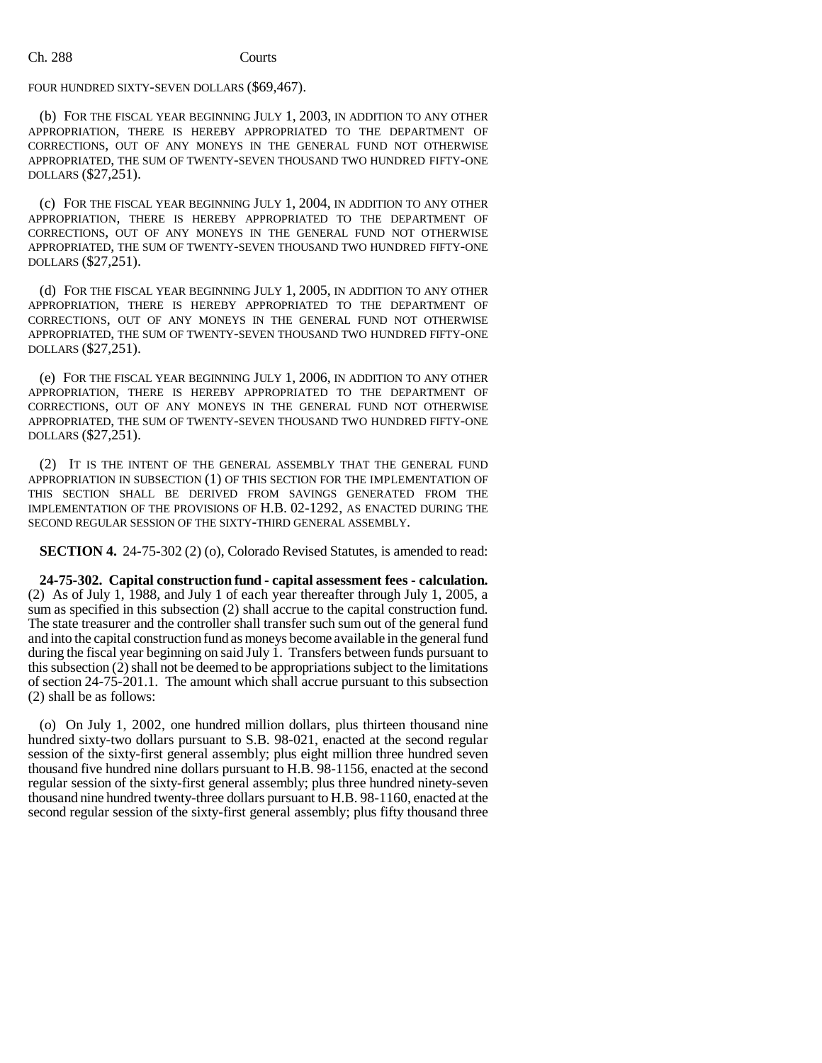FOUR HUNDRED SIXTY-SEVEN DOLLARS ($69,467).

(b) FOR THE FISCAL YEAR BEGINNING JULY 1, 2003, IN ADDITION TO ANY OTHER APPROPRIATION, THERE IS HEREBY APPROPRIATED TO THE DEPARTMENT OF CORRECTIONS, OUT OF ANY MONEYS IN THE GENERAL FUND NOT OTHERWISE APPROPRIATED, THE SUM OF TWENTY-SEVEN THOUSAND TWO HUNDRED FIFTY-ONE DOLLARS ($27,251).

(c) FOR THE FISCAL YEAR BEGINNING JULY 1, 2004, IN ADDITION TO ANY OTHER APPROPRIATION, THERE IS HEREBY APPROPRIATED TO THE DEPARTMENT OF CORRECTIONS, OUT OF ANY MONEYS IN THE GENERAL FUND NOT OTHERWISE APPROPRIATED, THE SUM OF TWENTY-SEVEN THOUSAND TWO HUNDRED FIFTY-ONE DOLLARS ($27,251).

(d) FOR THE FISCAL YEAR BEGINNING JULY 1, 2005, IN ADDITION TO ANY OTHER APPROPRIATION, THERE IS HEREBY APPROPRIATED TO THE DEPARTMENT OF CORRECTIONS, OUT OF ANY MONEYS IN THE GENERAL FUND NOT OTHERWISE APPROPRIATED, THE SUM OF TWENTY-SEVEN THOUSAND TWO HUNDRED FIFTY-ONE DOLLARS ($27,251).

(e) FOR THE FISCAL YEAR BEGINNING JULY 1, 2006, IN ADDITION TO ANY OTHER APPROPRIATION, THERE IS HEREBY APPROPRIATED TO THE DEPARTMENT OF CORRECTIONS, OUT OF ANY MONEYS IN THE GENERAL FUND NOT OTHERWISE APPROPRIATED, THE SUM OF TWENTY-SEVEN THOUSAND TWO HUNDRED FIFTY-ONE DOLLARS ($27,251).

(2) IT IS THE INTENT OF THE GENERAL ASSEMBLY THAT THE GENERAL FUND APPROPRIATION IN SUBSECTION (1) OF THIS SECTION FOR THE IMPLEMENTATION OF THIS SECTION SHALL BE DERIVED FROM SAVINGS GENERATED FROM THE IMPLEMENTATION OF THE PROVISIONS OF H.B. 02-1292, AS ENACTED DURING THE SECOND REGULAR SESSION OF THE SIXTY-THIRD GENERAL ASSEMBLY.

**SECTION 4.** 24-75-302 (2) (o), Colorado Revised Statutes, is amended to read:

**24-75-302. Capital construction fund - capital assessment fees - calculation.** (2) As of July 1, 1988, and July 1 of each year thereafter through July 1, 2005, a sum as specified in this subsection (2) shall accrue to the capital construction fund. The state treasurer and the controller shall transfer such sum out of the general fund and into the capital construction fund as moneys become available in the general fund during the fiscal year beginning on said July 1. Transfers between funds pursuant to this subsection (2) shall not be deemed to be appropriations subject to the limitations of section 24-75-201.1. The amount which shall accrue pursuant to this subsection (2) shall be as follows:

(o) On July 1, 2002, one hundred million dollars, plus thirteen thousand nine hundred sixty-two dollars pursuant to S.B. 98-021, enacted at the second regular session of the sixty-first general assembly; plus eight million three hundred seven thousand five hundred nine dollars pursuant to H.B. 98-1156, enacted at the second regular session of the sixty-first general assembly; plus three hundred ninety-seven thousand nine hundred twenty-three dollars pursuant to H.B. 98-1160, enacted at the second regular session of the sixty-first general assembly; plus fifty thousand three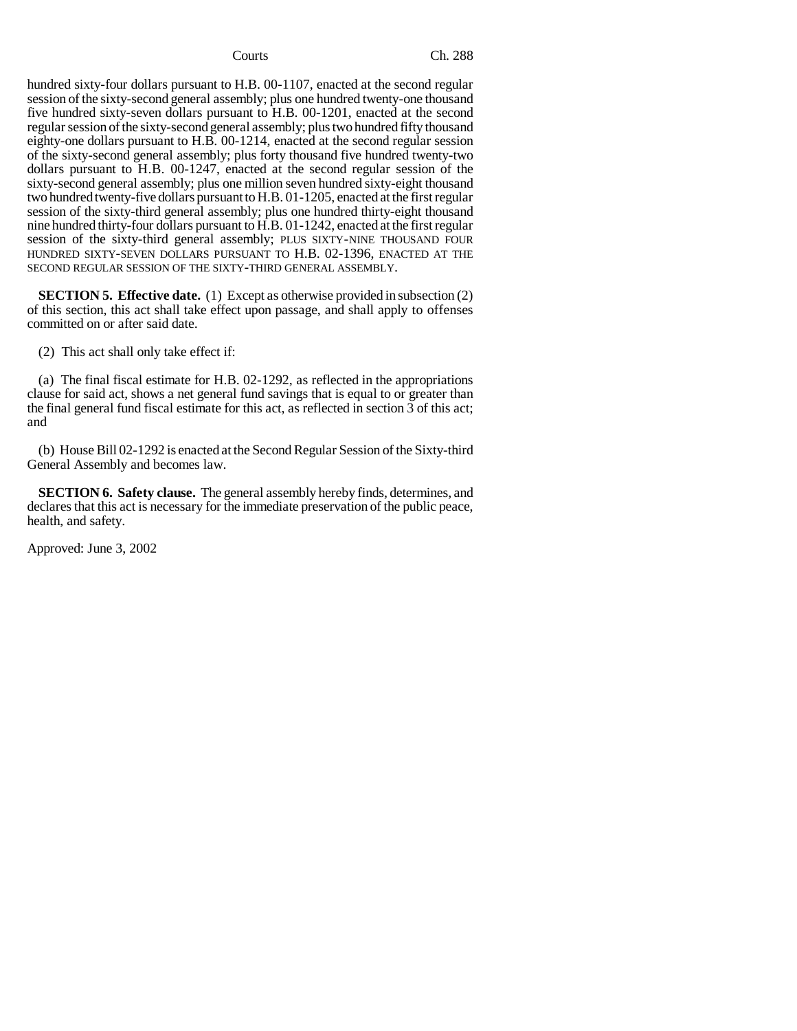hundred sixty-four dollars pursuant to H.B. 00-1107, enacted at the second regular session of the sixty-second general assembly; plus one hundred twenty-one thousand five hundred sixty-seven dollars pursuant to H.B. 00-1201, enacted at the second regular session of the sixty-second general assembly; plus two hundred fifty thousand eighty-one dollars pursuant to H.B. 00-1214, enacted at the second regular session of the sixty-second general assembly; plus forty thousand five hundred twenty-two dollars pursuant to H.B. 00-1247, enacted at the second regular session of the sixty-second general assembly; plus one million seven hundred sixty-eight thousand two hundred twenty-five dollars pursuant to H.B. 01-1205, enacted at the first regular session of the sixty-third general assembly; plus one hundred thirty-eight thousand nine hundred thirty-four dollars pursuant to H.B. 01-1242, enacted at the first regular session of the sixty-third general assembly; PLUS SIXTY-NINE THOUSAND FOUR HUNDRED SIXTY-SEVEN DOLLARS PURSUANT TO H.B. 02-1396, ENACTED AT THE SECOND REGULAR SESSION OF THE SIXTY-THIRD GENERAL ASSEMBLY.

**SECTION 5. Effective date.** (1) Except as otherwise provided in subsection (2) of this section, this act shall take effect upon passage, and shall apply to offenses committed on or after said date.

(2) This act shall only take effect if:

(a) The final fiscal estimate for H.B. 02-1292, as reflected in the appropriations clause for said act, shows a net general fund savings that is equal to or greater than the final general fund fiscal estimate for this act, as reflected in section 3 of this act; and

(b) House Bill 02-1292 is enacted at the Second Regular Session of the Sixty-third General Assembly and becomes law.

**SECTION 6. Safety clause.** The general assembly hereby finds, determines, and declares that this act is necessary for the immediate preservation of the public peace, health, and safety.

Approved: June 3, 2002